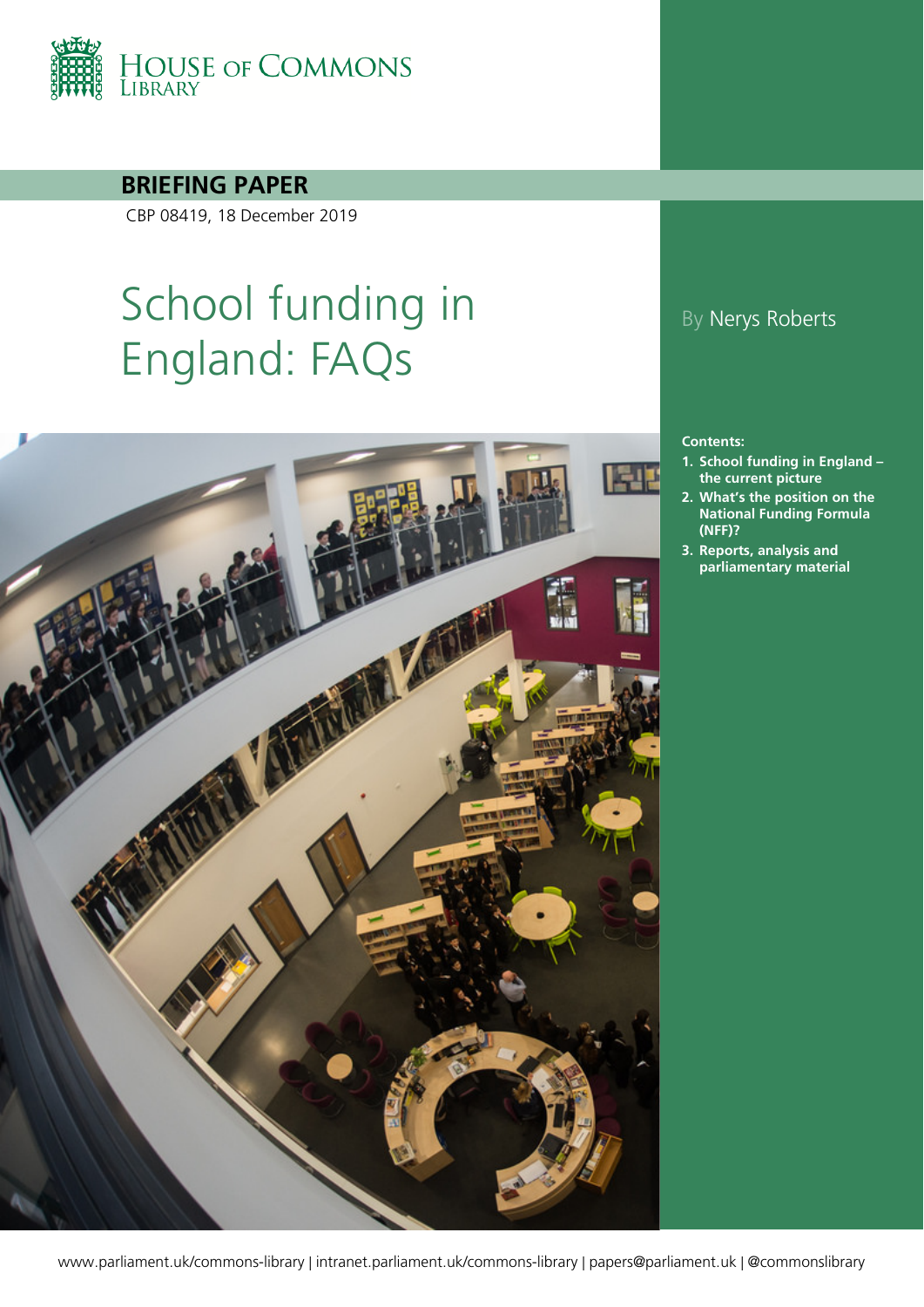HOUSE OF COMMONS LIBRARY

**BRIEFING PAPER**

CBP 08419, 18 December 2019

# School funding in England: FAQs

By Nerys Roberts

**Contents:**

1. **School funding in England – the current picture**
2. **What's the position on the National Funding Formula (NFF)?**
3. **Reports, analysis and parliamentary material**

www.parliament.uk/commons-library | intranet.parliament.uk/commons-library | papers@parliament.uk | @commonslibrary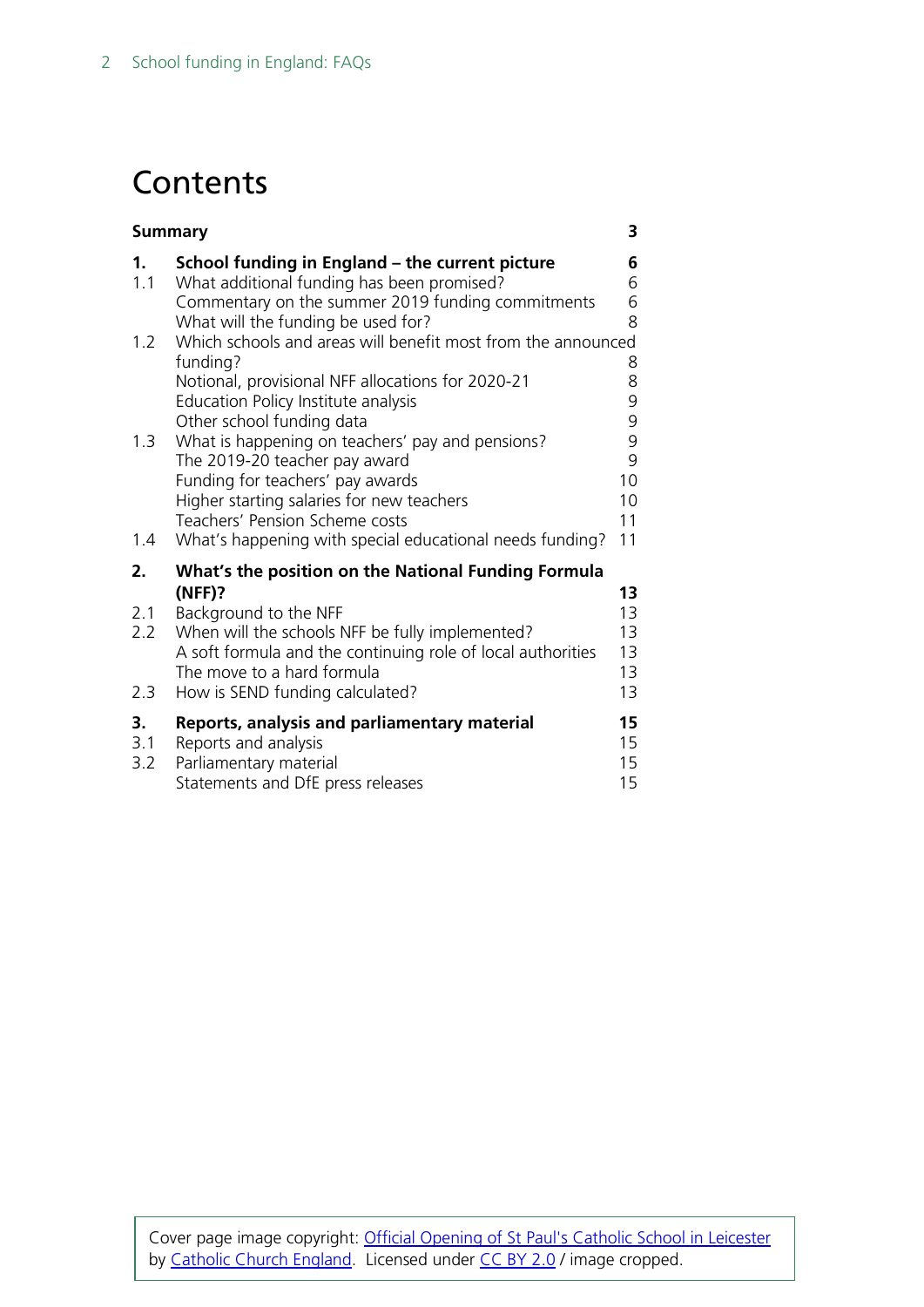# Contents

| | | |
|---|---|---|
| **Summary** | | **3** |
| **1.** | **School funding in England – the current picture** | **6** |
| 1.1 | What additional funding has been promised? | 6 |
| | Commentary on the summer 2019 funding commitments | 6 |
| | What will the funding be used for? | 8 |
| 1.2 | Which schools and areas will benefit most from the announced funding? | 8 |
| | Notional, provisional NFF allocations for 2020-21 | 8 |
| | Education Policy Institute analysis | 9 |
| | Other school funding data | 9 |
| 1.3 | What is happening on teachers' pay and pensions? | 9 |
| | The 2019-20 teacher pay award | 9 |
| | Funding for teachers' pay awards | 10 |
| | Higher starting salaries for new teachers | 10 |
| | Teachers' Pension Scheme costs | 11 |
| 1.4 | What's happening with special educational needs funding? | 11 |
| **2.** | **What's the position on the National Funding Formula (NFF)?** | **13** |
| 2.1 | Background to the NFF | 13 |
| 2.2 | When will the schools NFF be fully implemented? | 13 |
| | A soft formula and the continuing role of local authorities | 13 |
| | The move to a hard formula | 13 |
| 2.3 | How is SEND funding calculated? | 13 |
| **3.** | **Reports, analysis and parliamentary material** | **15** |
| 3.1 | Reports and analysis | 15 |
| 3.2 | Parliamentary material | 15 |
| | Statements and DfE press releases | 15 |

Cover page image copyright: [Official Opening of St Paul's Catholic School in Leicester]() by [Catholic Church England](). Licensed under [CC BY 2.0]() / image cropped.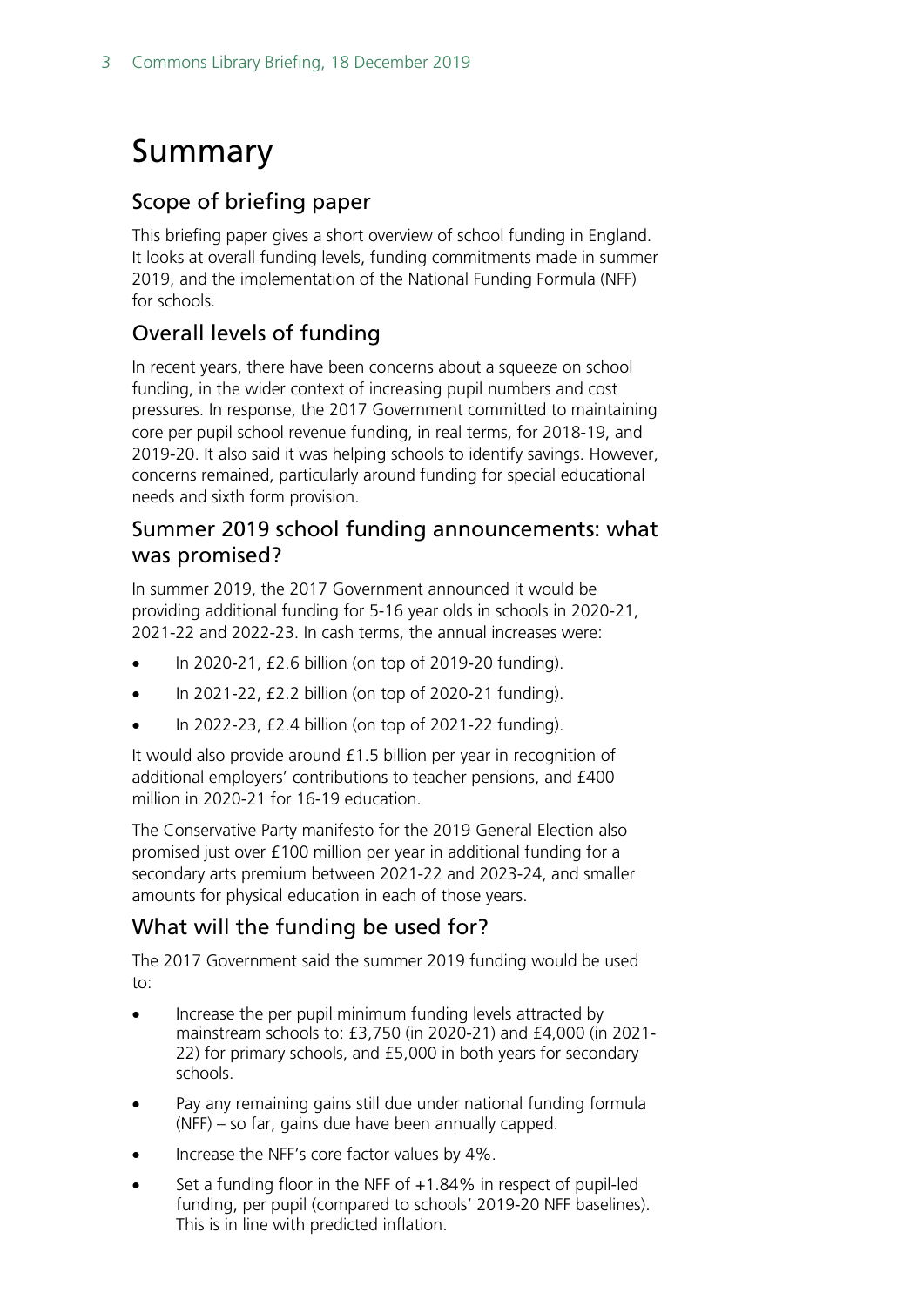# Summary

## Scope of briefing paper

This briefing paper gives a short overview of school funding in England. It looks at overall funding levels, funding commitments made in summer 2019, and the implementation of the National Funding Formula (NFF) for schools.

## Overall levels of funding

In recent years, there have been concerns about a squeeze on school funding, in the wider context of increasing pupil numbers and cost pressures. In response, the 2017 Government committed to maintaining core per pupil school revenue funding, in real terms, for 2018-19, and 2019-20. It also said it was helping schools to identify savings. However, concerns remained, particularly around funding for special educational needs and sixth form provision.

## Summer 2019 school funding announcements: what was promised?

In summer 2019, the 2017 Government announced it would be providing additional funding for 5-16 year olds in schools in 2020-21, 2021-22 and 2022-23. In cash terms, the annual increases were:

- In 2020-21, £2.6 billion (on top of 2019-20 funding).
- In 2021-22, £2.2 billion (on top of 2020-21 funding).
- In 2022-23, £2.4 billion (on top of 2021-22 funding).

It would also provide around £1.5 billion per year in recognition of additional employers' contributions to teacher pensions, and £400 million in 2020-21 for 16-19 education.

The Conservative Party manifesto for the 2019 General Election also promised just over £100 million per year in additional funding for a secondary arts premium between 2021-22 and 2023-24, and smaller amounts for physical education in each of those years.

## What will the funding be used for?

The 2017 Government said the summer 2019 funding would be used to:

- Increase the per pupil minimum funding levels attracted by mainstream schools to: £3,750 (in 2020-21) and £4,000 (in 2021-22) for primary schools, and £5,000 in both years for secondary schools.
- Pay any remaining gains still due under national funding formula (NFF) – so far, gains due have been annually capped.
- Increase the NFF's core factor values by 4%.
- Set a funding floor in the NFF of +1.84% in respect of pupil-led funding, per pupil (compared to schools' 2019-20 NFF baselines). This is in line with predicted inflation.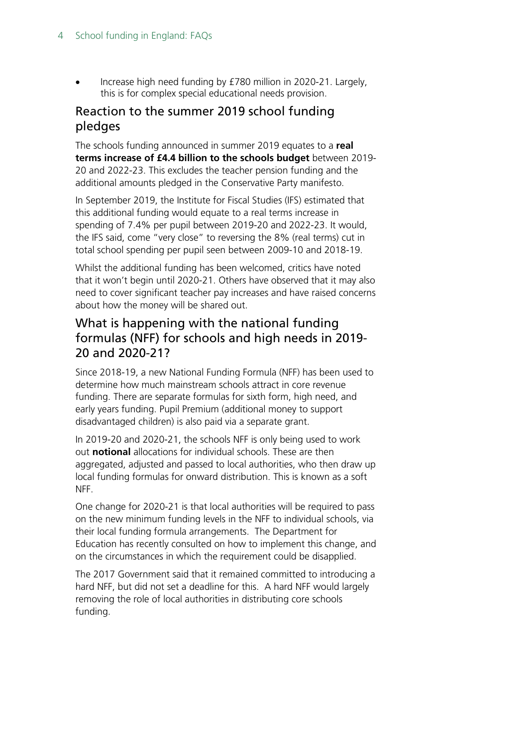- Increase high need funding by £780 million in 2020-21. Largely, this is for complex special educational needs provision.

## Reaction to the summer 2019 school funding pledges

The schools funding announced in summer 2019 equates to a **real terms increase of £4.4 billion to the schools budget** between 2019-20 and 2022-23. This excludes the teacher pension funding and the additional amounts pledged in the Conservative Party manifesto.

In September 2019, the Institute for Fiscal Studies (IFS) estimated that this additional funding would equate to a real terms increase in spending of 7.4% per pupil between 2019-20 and 2022-23. It would, the IFS said, come "very close" to reversing the 8% (real terms) cut in total school spending per pupil seen between 2009-10 and 2018-19.

Whilst the additional funding has been welcomed, critics have noted that it won't begin until 2020-21. Others have observed that it may also need to cover significant teacher pay increases and have raised concerns about how the money will be shared out.

## What is happening with the national funding formulas (NFF) for schools and high needs in 2019-20 and 2020-21?

Since 2018-19, a new National Funding Formula (NFF) has been used to determine how much mainstream schools attract in core revenue funding. There are separate formulas for sixth form, high need, and early years funding. Pupil Premium (additional money to support disadvantaged children) is also paid via a separate grant.

In 2019-20 and 2020-21, the schools NFF is only being used to work out **notional** allocations for individual schools. These are then aggregated, adjusted and passed to local authorities, who then draw up local funding formulas for onward distribution. This is known as a soft NFF.

One change for 2020-21 is that local authorities will be required to pass on the new minimum funding levels in the NFF to individual schools, via their local funding formula arrangements. The Department for Education has recently consulted on how to implement this change, and on the circumstances in which the requirement could be disapplied.

The 2017 Government said that it remained committed to introducing a hard NFF, but did not set a deadline for this. A hard NFF would largely removing the role of local authorities in distributing core schools funding.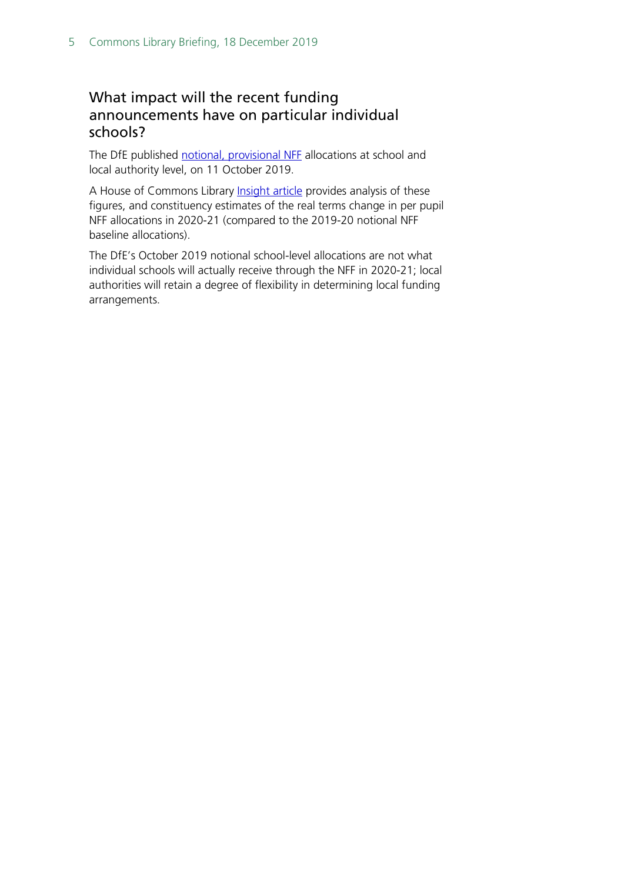## What impact will the recent funding announcements have on particular individual schools?

The DfE published notional, provisional NFF allocations at school and local authority level, on 11 October 2019.

A House of Commons Library Insight article provides analysis of these figures, and constituency estimates of the real terms change in per pupil NFF allocations in 2020-21 (compared to the 2019-20 notional NFF baseline allocations).

The DfE's October 2019 notional school-level allocations are not what individual schools will actually receive through the NFF in 2020-21; local authorities will retain a degree of flexibility in determining local funding arrangements.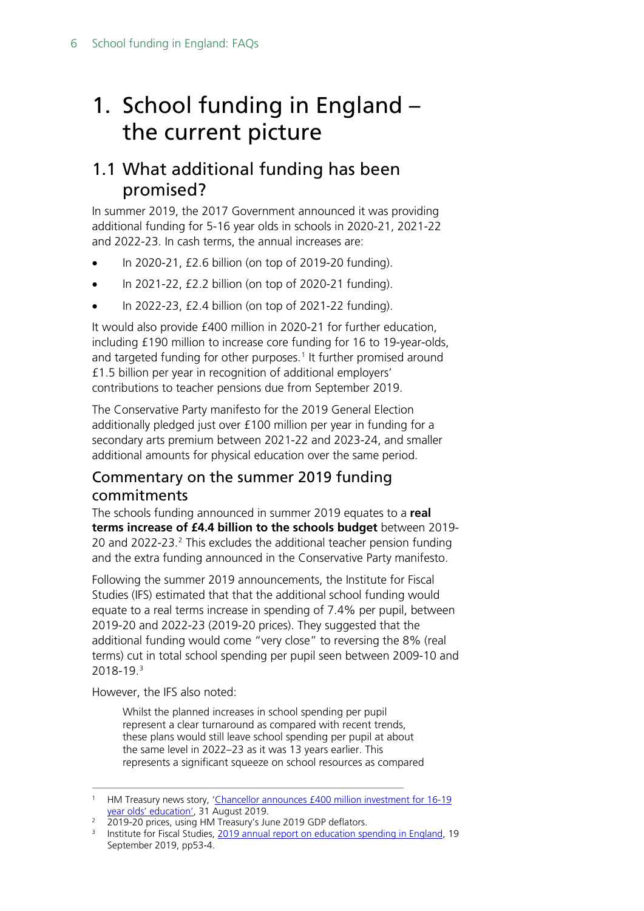# 1. School funding in England – the current picture

## 1.1 What additional funding has been promised?

In summer 2019, the 2017 Government announced it was providing additional funding for 5-16 year olds in schools in 2020-21, 2021-22 and 2022-23. In cash terms, the annual increases are:

- In 2020-21, £2.6 billion (on top of 2019-20 funding).
- In 2021-22, £2.2 billion (on top of 2020-21 funding).
- In 2022-23, £2.4 billion (on top of 2021-22 funding).

It would also provide £400 million in 2020-21 for further education, including £190 million to increase core funding for 16 to 19-year-olds, and targeted funding for other purposes.[1] It further promised around £1.5 billion per year in recognition of additional employers' contributions to teacher pensions due from September 2019.

The Conservative Party manifesto for the 2019 General Election additionally pledged just over £100 million per year in funding for a secondary arts premium between 2021-22 and 2023-24, and smaller additional amounts for physical education over the same period.

### Commentary on the summer 2019 funding commitments

The schools funding announced in summer 2019 equates to a **real terms increase of £4.4 billion to the schools budget** between 2019-20 and 2022-23.[2] This excludes the additional teacher pension funding and the extra funding announced in the Conservative Party manifesto.

Following the summer 2019 announcements, the Institute for Fiscal Studies (IFS) estimated that that the additional school funding would equate to a real terms increase in spending of 7.4% per pupil, between 2019-20 and 2022-23 (2019-20 prices). They suggested that the additional funding would come "very close" to reversing the 8% (real terms) cut in total school spending per pupil seen between 2009-10 and 2018-19.[3]

However, the IFS also noted:

> Whilst the planned increases in school spending per pupil represent a clear turnaround as compared with recent trends, these plans would still leave school spending per pupil at about the same level in 2022–23 as it was 13 years earlier. This represents a significant squeeze on school resources as compared

---

[1] HM Treasury news story, 'Chancellor announces £400 million investment for 16-19 year olds' education', 31 August 2019.

[2] 2019-20 prices, using HM Treasury's June 2019 GDP deflators.

[3] Institute for Fiscal Studies, 2019 annual report on education spending in England, 19 September 2019, pp53-4.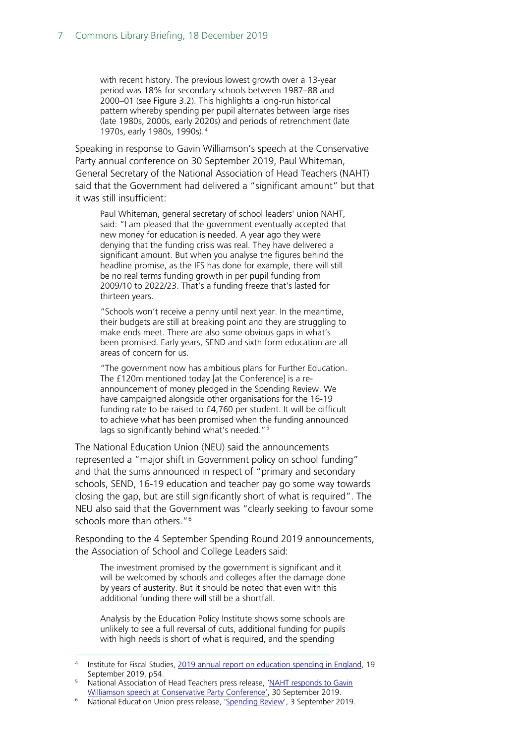> with recent history. The previous lowest growth over a 13-year period was 18% for secondary schools between 1987–88 and 2000–01 (see Figure 3.2). This highlights a long-run historical pattern whereby spending per pupil alternates between large rises (late 1980s, 2000s, early 2020s) and periods of retrenchment (late 1970s, early 1980s, 1990s).[4]

Speaking in response to Gavin Williamson's speech at the Conservative Party annual conference on 30 September 2019, Paul Whiteman, General Secretary of the National Association of Head Teachers (NAHT) said that the Government had delivered a "significant amount" but that it was still insufficient:

> Paul Whiteman, general secretary of school leaders' union NAHT, said: "I am pleased that the government eventually accepted that new money for education is needed. A year ago they were denying that the funding crisis was real. They have delivered a significant amount. But when you analyse the figures behind the headline promise, as the IFS has done for example, there will still be no real terms funding growth in per pupil funding from 2009/10 to 2022/23. That's a funding freeze that's lasted for thirteen years.
>
> "Schools won't receive a penny until next year. In the meantime, their budgets are still at breaking point and they are struggling to make ends meet. There are also some obvious gaps in what's been promised. Early years, SEND and sixth form education are all areas of concern for us.
>
> "The government now has ambitious plans for Further Education. The £120m mentioned today [at the Conference] is a re-announcement of money pledged in the Spending Review. We have campaigned alongside other organisations for the 16-19 funding rate to be raised to £4,760 per student. It will be difficult to achieve what has been promised when the funding announced lags so significantly behind what's needed."[5]

The National Education Union (NEU) said the announcements represented a "major shift in Government policy on school funding" and that the sums announced in respect of "primary and secondary schools, SEND, 16-19 education and teacher pay go some way towards closing the gap, but are still significantly short of what is required". The NEU also said that the Government was "clearly seeking to favour some schools more than others."[6]

Responding to the 4 September Spending Round 2019 announcements, the Association of School and College Leaders said:

> The investment promised by the government is significant and it will be welcomed by schools and colleges after the damage done by years of austerity. But it should be noted that even with this additional funding there will still be a shortfall.
>
> Analysis by the Education Policy Institute shows some schools are unlikely to see a full reversal of cuts, additional funding for pupils with high needs is short of what is required, and the spending

[4] Institute for Fiscal Studies, [2019 annual report on education spending in England](), 19 September 2019, p54.

[5] National Association of Head Teachers press release, '[NAHT responds to Gavin Williamson speech at Conservative Party Conference]()', 30 September 2019.

[6] National Education Union press release, '[Spending Review]()', 3 September 2019.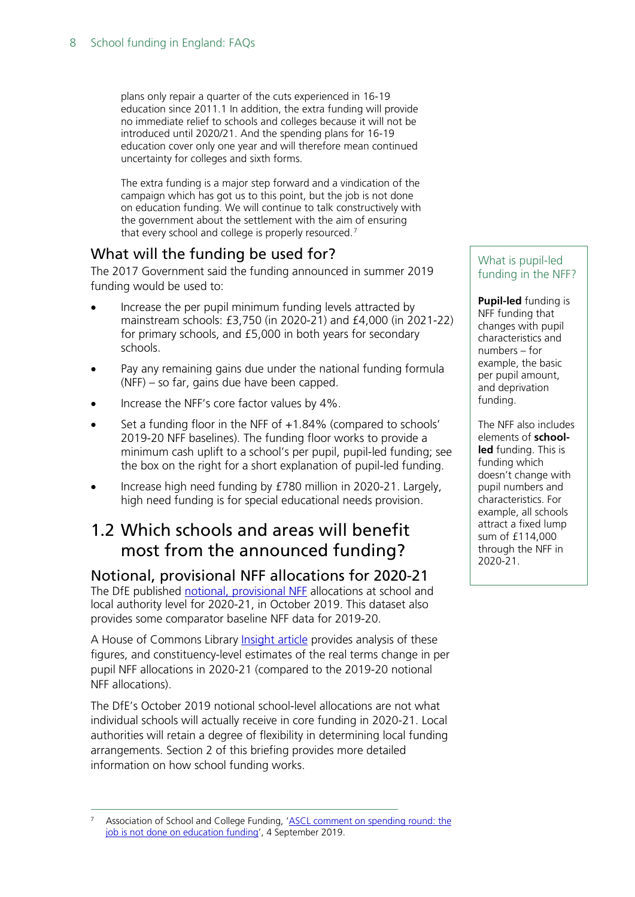plans only repair a quarter of the cuts experienced in 16-19 education since 2011.1 In addition, the extra funding will provide no immediate relief to schools and colleges because it will not be introduced until 2020/21. And the spending plans for 16-19 education cover only one year and will therefore mean continued uncertainty for colleges and sixth forms.

The extra funding is a major step forward and a vindication of the campaign which has got us to this point, but the job is not done on education funding. We will continue to talk constructively with the government about the settlement with the aim of ensuring that every school and college is properly resourced.[7]

## What will the funding be used for?

The 2017 Government said the funding announced in summer 2019 funding would be used to:

- Increase the per pupil minimum funding levels attracted by mainstream schools: £3,750 (in 2020-21) and £4,000 (in 2021-22) for primary schools, and £5,000 in both years for secondary schools.
- Pay any remaining gains due under the national funding formula (NFF) – so far, gains due have been capped.
- Increase the NFF's core factor values by 4%.
- Set a funding floor in the NFF of +1.84% (compared to schools' 2019-20 NFF baselines). The funding floor works to provide a minimum cash uplift to a school's per pupil, pupil-led funding; see the box on the right for a short explanation of pupil-led funding.
- Increase high need funding by £780 million in 2020-21. Largely, high need funding is for special educational needs provision.

> **What is pupil-led funding in the NFF?**
>
> **Pupil-led** funding is NFF funding that changes with pupil characteristics and numbers – for example, the basic per pupil amount, and deprivation funding.
>
> The NFF also includes elements of **school-led** funding. This is funding which doesn't change with pupil numbers and characteristics. For example, all schools attract a fixed lump sum of £114,000 through the NFF in 2020-21.

# 1.2 Which schools and areas will benefit most from the announced funding?

## Notional, provisional NFF allocations for 2020-21

The DfE published notional, provisional NFF allocations at school and local authority level for 2020-21, in October 2019. This dataset also provides some comparator baseline NFF data for 2019-20.

A House of Commons Library Insight article provides analysis of these figures, and constituency-level estimates of the real terms change in per pupil NFF allocations in 2020-21 (compared to the 2019-20 notional NFF allocations).

The DfE's October 2019 notional school-level allocations are not what individual schools will actually receive in core funding in 2020-21. Local authorities will retain a degree of flexibility in determining local funding arrangements. Section 2 of this briefing provides more detailed information on how school funding works.

---

[7] Association of School and College Funding, 'ASCL comment on spending round: the job is not done on education funding', 4 September 2019.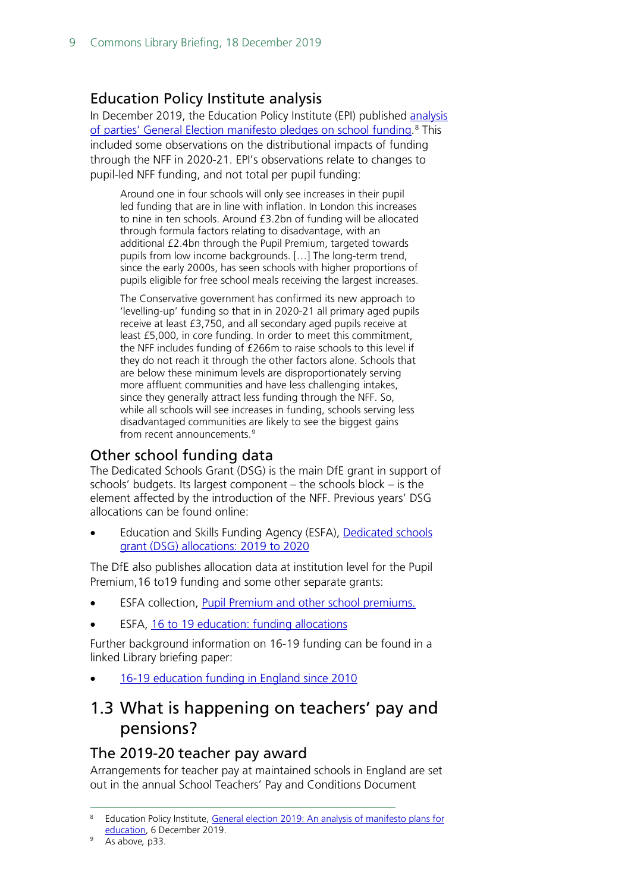## Education Policy Institute analysis

In December 2019, the Education Policy Institute (EPI) published analysis of parties' General Election manifesto pledges on school funding.[8] This included some observations on the distributional impacts of funding through the NFF in 2020-21. EPI's observations relate to changes to pupil-led NFF funding, and not total per pupil funding:

> Around one in four schools will only see increases in their pupil led funding that are in line with inflation. In London this increases to nine in ten schools. Around £3.2bn of funding will be allocated through formula factors relating to disadvantage, with an additional £2.4bn through the Pupil Premium, targeted towards pupils from low income backgrounds. […] The long-term trend, since the early 2000s, has seen schools with higher proportions of pupils eligible for free school meals receiving the largest increases.
>
> The Conservative government has confirmed its new approach to 'levelling-up' funding so that in in 2020-21 all primary aged pupils receive at least £3,750, and all secondary aged pupils receive at least £5,000, in core funding. In order to meet this commitment, the NFF includes funding of £266m to raise schools to this level if they do not reach it through the other factors alone. Schools that are below these minimum levels are disproportionately serving more affluent communities and have less challenging intakes, since they generally attract less funding through the NFF. So, while all schools will see increases in funding, schools serving less disadvantaged communities are likely to see the biggest gains from recent announcements.[9]

## Other school funding data

The Dedicated Schools Grant (DSG) is the main DfE grant in support of schools' budgets. Its largest component – the schools block – is the element affected by the introduction of the NFF. Previous years' DSG allocations can be found online:

- Education and Skills Funding Agency (ESFA), Dedicated schools grant (DSG) allocations: 2019 to 2020

The DfE also publishes allocation data at institution level for the Pupil Premium,16 to19 funding and some other separate grants:

- ESFA collection, Pupil Premium and other school premiums.
- ESFA, 16 to 19 education: funding allocations

Further background information on 16-19 funding can be found in a linked Library briefing paper:

- 16-19 education funding in England since 2010

# 1.3 What is happening on teachers' pay and pensions?

## The 2019-20 teacher pay award

Arrangements for teacher pay at maintained schools in England are set out in the annual School Teachers' Pay and Conditions Document

---

[8] Education Policy Institute, General election 2019: An analysis of manifesto plans for education, 6 December 2019.

[9] As above, p33.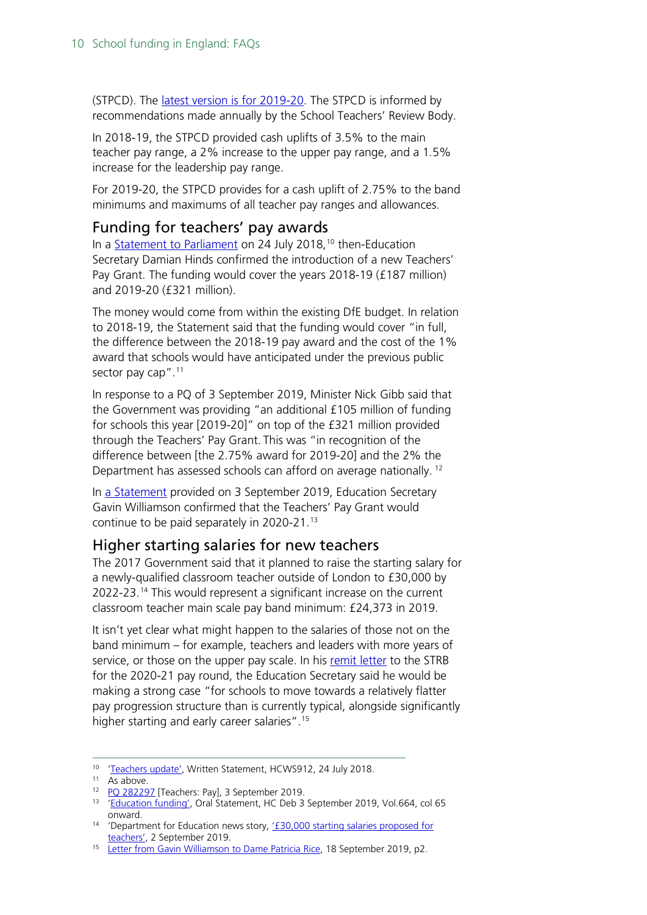(STPCD). The latest version is for 2019-20. The STPCD is informed by recommendations made annually by the School Teachers' Review Body.

In 2018-19, the STPCD provided cash uplifts of 3.5% to the main teacher pay range, a 2% increase to the upper pay range, and a 1.5% increase for the leadership pay range.

For 2019-20, the STPCD provides for a cash uplift of 2.75% to the band minimums and maximums of all teacher pay ranges and allowances.

## Funding for teachers' pay awards

In a Statement to Parliament on 24 July 2018,[10] then-Education Secretary Damian Hinds confirmed the introduction of a new Teachers' Pay Grant. The funding would cover the years 2018-19 (£187 million) and 2019-20 (£321 million).

The money would come from within the existing DfE budget. In relation to 2018-19, the Statement said that the funding would cover "in full, the difference between the 2018-19 pay award and the cost of the 1% award that schools would have anticipated under the previous public sector pay cap".[11]

In response to a PQ of 3 September 2019, Minister Nick Gibb said that the Government was providing "an additional £105 million of funding for schools this year [2019-20]" on top of the £321 million provided through the Teachers' Pay Grant. This was "in recognition of the difference between [the 2.75% award for 2019-20] and the 2% the Department has assessed schools can afford on average nationally.[12]

In a Statement provided on 3 September 2019, Education Secretary Gavin Williamson confirmed that the Teachers' Pay Grant would continue to be paid separately in 2020-21.[13]

## Higher starting salaries for new teachers

The 2017 Government said that it planned to raise the starting salary for a newly-qualified classroom teacher outside of London to £30,000 by 2022-23.[14] This would represent a significant increase on the current classroom teacher main scale pay band minimum: £24,373 in 2019.

It isn't yet clear what might happen to the salaries of those not on the band minimum – for example, teachers and leaders with more years of service, or those on the upper pay scale. In his remit letter to the STRB for the 2020-21 pay round, the Education Secretary said he would be making a strong case "for schools to move towards a relatively flatter pay progression structure than is currently typical, alongside significantly higher starting and early career salaries".[15]

---

[10] 'Teachers update', Written Statement, HCWS912, 24 July 2018.

[11] As above.

[12] PQ 282297 [Teachers: Pay], 3 September 2019.

[13] 'Education funding', Oral Statement, HC Deb 3 September 2019, Vol.664, col 65 onward.

[14] 'Department for Education news story, '£30,000 starting salaries proposed for teachers', 2 September 2019.

[15] Letter from Gavin Williamson to Dame Patricia Rice, 18 September 2019, p2.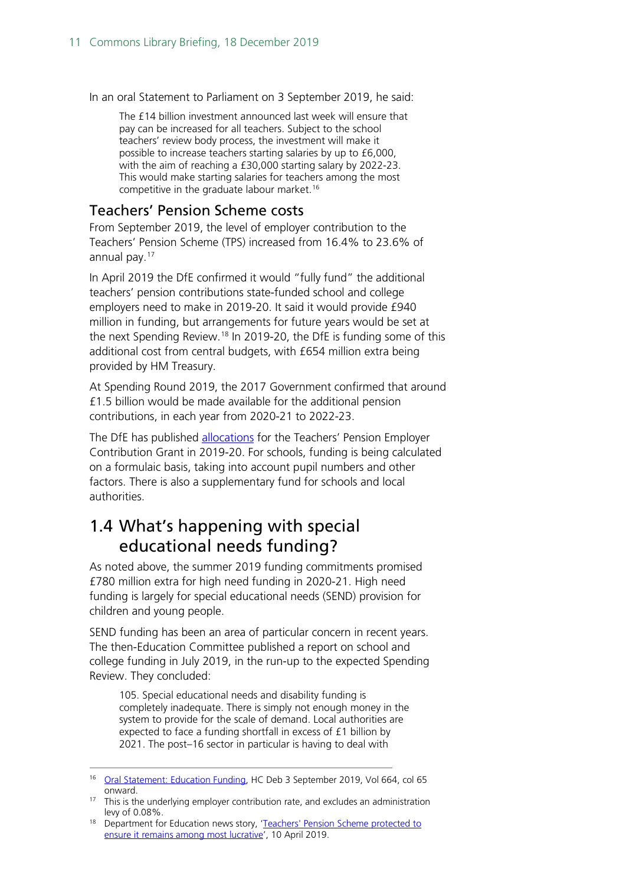In an oral Statement to Parliament on 3 September 2019, he said:

> The £14 billion investment announced last week will ensure that pay can be increased for all teachers. Subject to the school teachers' review body process, the investment will make it possible to increase teachers starting salaries by up to £6,000, with the aim of reaching a £30,000 starting salary by 2022-23. This would make starting salaries for teachers among the most competitive in the graduate labour market.[16]

### Teachers' Pension Scheme costs

From September 2019, the level of employer contribution to the Teachers' Pension Scheme (TPS) increased from 16.4% to 23.6% of annual pay.[17]

In April 2019 the DfE confirmed it would "fully fund" the additional teachers' pension contributions state-funded school and college employers need to make in 2019-20. It said it would provide £940 million in funding, but arrangements for future years would be set at the next Spending Review.[18] In 2019-20, the DfE is funding some of this additional cost from central budgets, with £654 million extra being provided by HM Treasury.

At Spending Round 2019, the 2017 Government confirmed that around £1.5 billion would be made available for the additional pension contributions, in each year from 2020-21 to 2022-23.

The DfE has published allocations for the Teachers' Pension Employer Contribution Grant in 2019-20. For schools, funding is being calculated on a formulaic basis, taking into account pupil numbers and other factors. There is also a supplementary fund for schools and local authorities.

## 1.4 What's happening with special educational needs funding?

As noted above, the summer 2019 funding commitments promised £780 million extra for high need funding in 2020-21. High need funding is largely for special educational needs (SEND) provision for children and young people.

SEND funding has been an area of particular concern in recent years. The then-Education Committee published a report on school and college funding in July 2019, in the run-up to the expected Spending Review. They concluded:

> 105. Special educational needs and disability funding is completely inadequate. There is simply not enough money in the system to provide for the scale of demand. Local authorities are expected to face a funding shortfall in excess of £1 billion by 2021. The post–16 sector in particular is having to deal with

---

[16] Oral Statement: Education Funding, HC Deb 3 September 2019, Vol 664, col 65 onward.

[17] This is the underlying employer contribution rate, and excludes an administration levy of 0.08%.

[18] Department for Education news story, 'Teachers' Pension Scheme protected to ensure it remains among most lucrative', 10 April 2019.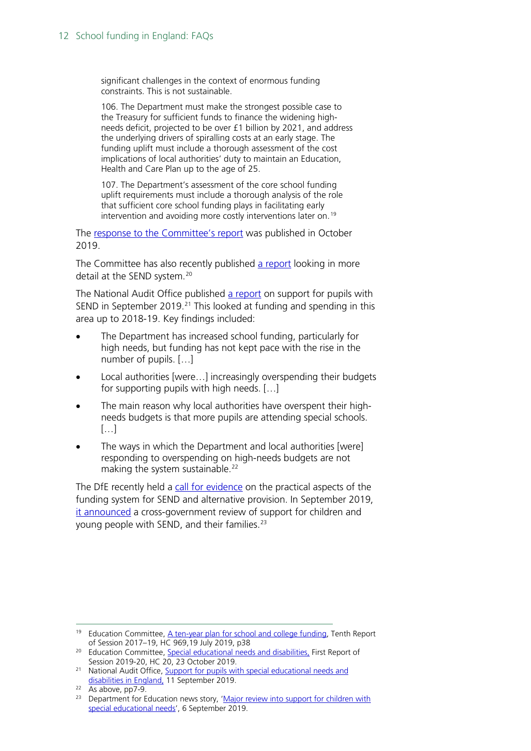> significant challenges in the context of enormous funding constraints. This is not sustainable.
>
> 106. The Department must make the strongest possible case to the Treasury for sufficient funds to finance the widening high-needs deficit, projected to be over £1 billion by 2021, and address the underlying drivers of spiralling costs at an early stage. The funding uplift must include a thorough assessment of the cost implications of local authorities' duty to maintain an Education, Health and Care Plan up to the age of 25.
>
> 107. The Department's assessment of the core school funding uplift requirements must include a thorough analysis of the role that sufficient core school funding plays in facilitating early intervention and avoiding more costly interventions later on.[19]

The response to the Committee's report was published in October 2019.

The Committee has also recently published a report looking in more detail at the SEND system.[20]

The National Audit Office published a report on support for pupils with SEND in September 2019.[21] This looked at funding and spending in this area up to 2018-19. Key findings included:

- The Department has increased school funding, particularly for high needs, but funding has not kept pace with the rise in the number of pupils. […]
- Local authorities [were…] increasingly overspending their budgets for supporting pupils with high needs. […]
- The main reason why local authorities have overspent their high-needs budgets is that more pupils are attending special schools. […]
- The ways in which the Department and local authorities [were] responding to overspending on high-needs budgets are not making the system sustainable.[22]

The DfE recently held a call for evidence on the practical aspects of the funding system for SEND and alternative provision. In September 2019, it announced a cross-government review of support for children and young people with SEND, and their families.[23]

---

[19] Education Committee, A ten-year plan for school and college funding, Tenth Report of Session 2017–19, HC 969,19 July 2019, p38

[20] Education Committee, Special educational needs and disabilities, First Report of Session 2019-20, HC 20, 23 October 2019.

[21] National Audit Office, Support for pupils with special educational needs and disabilities in England, 11 September 2019.

[22] As above, pp7-9.

[23] Department for Education news story, 'Major review into support for children with special educational needs', 6 September 2019.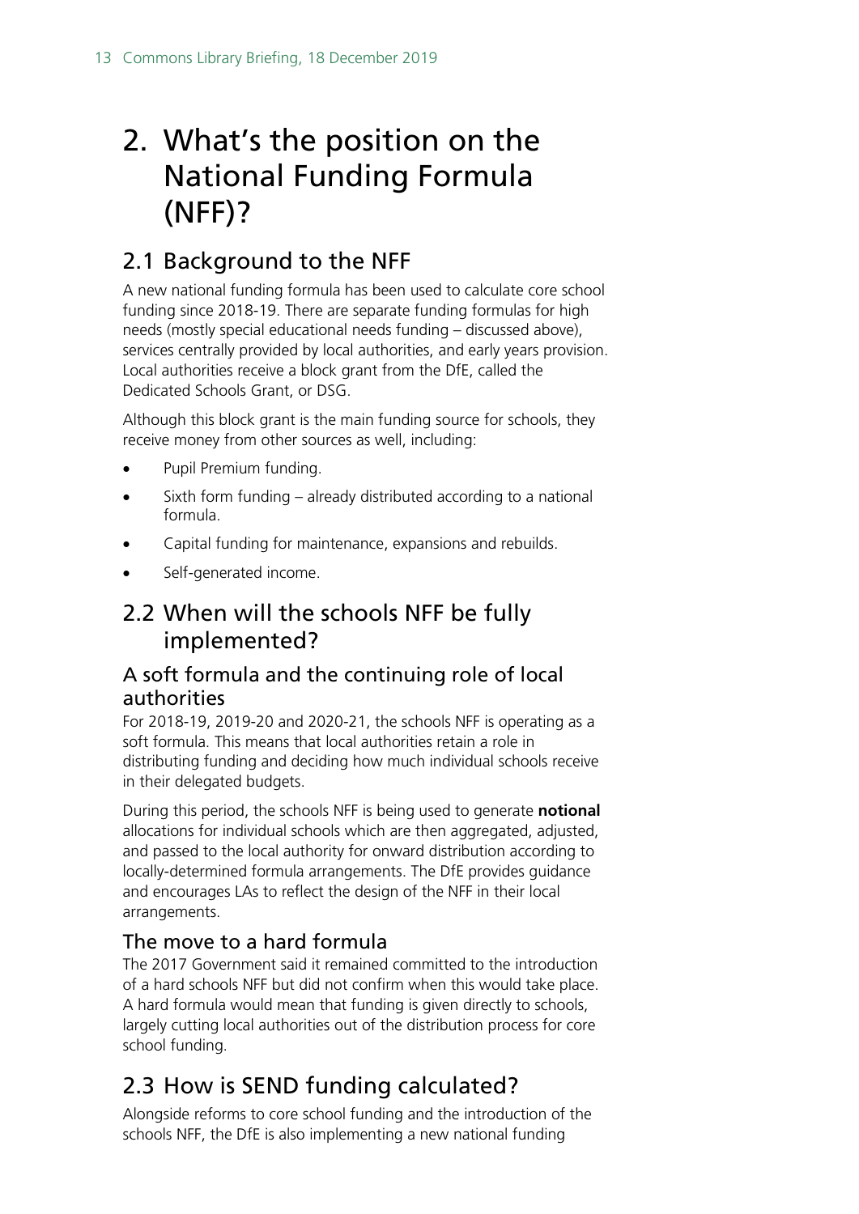# 2. What's the position on the National Funding Formula (NFF)?

## 2.1 Background to the NFF

A new national funding formula has been used to calculate core school funding since 2018-19. There are separate funding formulas for high needs (mostly special educational needs funding – discussed above), services centrally provided by local authorities, and early years provision. Local authorities receive a block grant from the DfE, called the Dedicated Schools Grant, or DSG.

Although this block grant is the main funding source for schools, they receive money from other sources as well, including:

- Pupil Premium funding.
- Sixth form funding – already distributed according to a national formula.
- Capital funding for maintenance, expansions and rebuilds.
- Self-generated income.

## 2.2 When will the schools NFF be fully implemented?

### A soft formula and the continuing role of local authorities

For 2018-19, 2019-20 and 2020-21, the schools NFF is operating as a soft formula. This means that local authorities retain a role in distributing funding and deciding how much individual schools receive in their delegated budgets.

During this period, the schools NFF is being used to generate **notional** allocations for individual schools which are then aggregated, adjusted, and passed to the local authority for onward distribution according to locally-determined formula arrangements. The DfE provides guidance and encourages LAs to reflect the design of the NFF in their local arrangements.

### The move to a hard formula

The 2017 Government said it remained committed to the introduction of a hard schools NFF but did not confirm when this would take place. A hard formula would mean that funding is given directly to schools, largely cutting local authorities out of the distribution process for core school funding.

## 2.3 How is SEND funding calculated?

Alongside reforms to core school funding and the introduction of the schools NFF, the DfE is also implementing a new national funding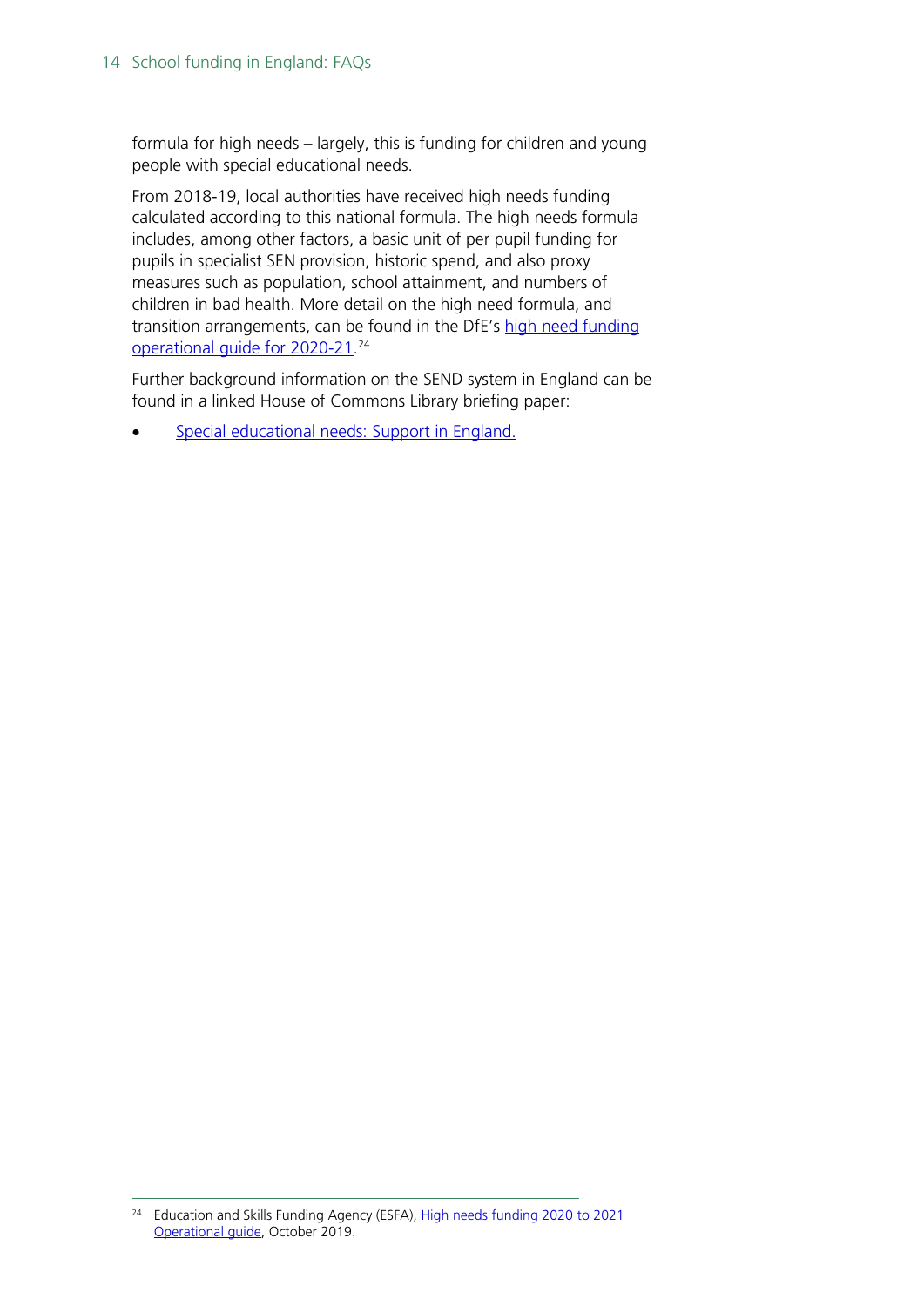formula for high needs – largely, this is funding for children and young people with special educational needs.

From 2018-19, local authorities have received high needs funding calculated according to this national formula. The high needs formula includes, among other factors, a basic unit of per pupil funding for pupils in specialist SEN provision, historic spend, and also proxy measures such as population, school attainment, and numbers of children in bad health. More detail on the high need formula, and transition arrangements, can be found in the DfE's high need funding operational guide for 2020-21.[24]

Further background information on the SEND system in England can be found in a linked House of Commons Library briefing paper:

- Special educational needs: Support in England.

---

[24] Education and Skills Funding Agency (ESFA), High needs funding 2020 to 2021 Operational guide, October 2019.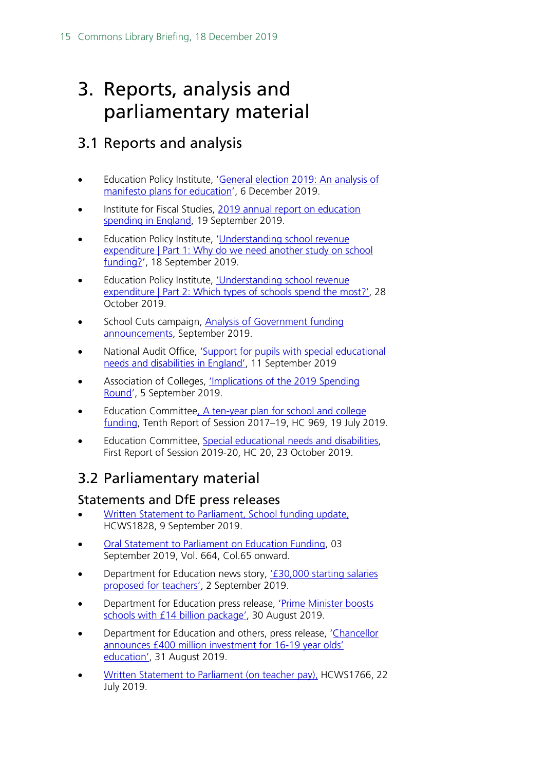# 3. Reports, analysis and parliamentary material

## 3.1 Reports and analysis

- Education Policy Institute, 'General election 2019: An analysis of manifesto plans for education', 6 December 2019.
- Institute for Fiscal Studies, 2019 annual report on education spending in England, 19 September 2019.
- Education Policy Institute, 'Understanding school revenue expenditure | Part 1: Why do we need another study on school funding?', 18 September 2019.
- Education Policy Institute, 'Understanding school revenue expenditure | Part 2: Which types of schools spend the most?', 28 October 2019.
- School Cuts campaign, Analysis of Government funding announcements, September 2019.
- National Audit Office, 'Support for pupils with special educational needs and disabilities in England', 11 September 2019
- Association of Colleges, 'Implications of the 2019 Spending Round', 5 September 2019.
- Education Committee, A ten-year plan for school and college funding, Tenth Report of Session 2017–19, HC 969, 19 July 2019.
- Education Committee, Special educational needs and disabilities, First Report of Session 2019-20, HC 20, 23 October 2019.

## 3.2 Parliamentary material

### Statements and DfE press releases

- Written Statement to Parliament, School funding update, HCWS1828, 9 September 2019.
- Oral Statement to Parliament on Education Funding, 03 September 2019, Vol. 664, Col.65 onward.
- Department for Education news story, '£30,000 starting salaries proposed for teachers', 2 September 2019.
- Department for Education press release, 'Prime Minister boosts schools with £14 billion package', 30 August 2019.
- Department for Education and others, press release, 'Chancellor announces £400 million investment for 16-19 year olds' education', 31 August 2019.
- Written Statement to Parliament (on teacher pay), HCWS1766, 22 July 2019.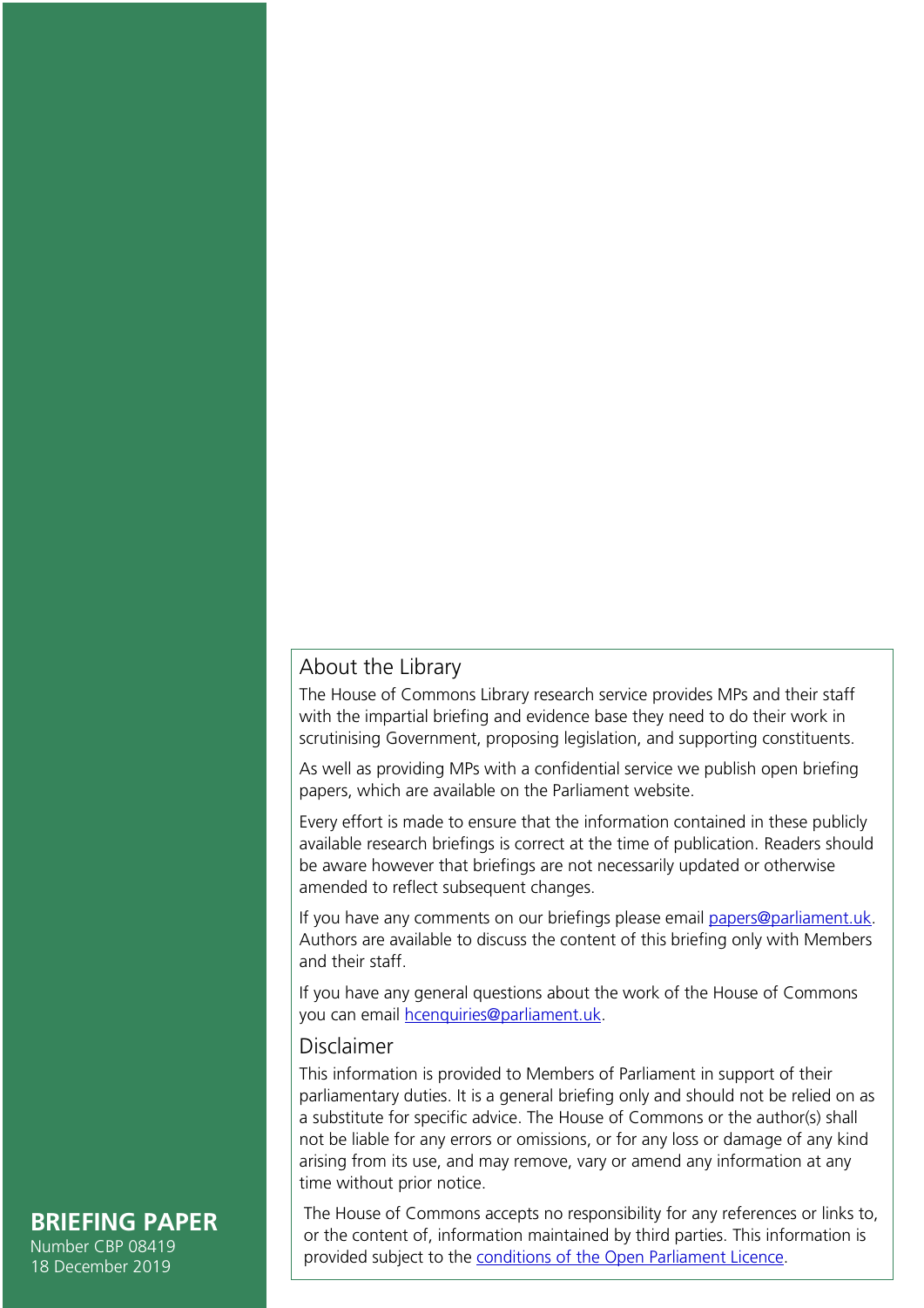## About the Library

The House of Commons Library research service provides MPs and their staff with the impartial briefing and evidence base they need to do their work in scrutinising Government, proposing legislation, and supporting constituents.

As well as providing MPs with a confidential service we publish open briefing papers, which are available on the Parliament website.

Every effort is made to ensure that the information contained in these publicly available research briefings is correct at the time of publication. Readers should be aware however that briefings are not necessarily updated or otherwise amended to reflect subsequent changes.

If you have any comments on our briefings please email papers@parliament.uk. Authors are available to discuss the content of this briefing only with Members and their staff.

If you have any general questions about the work of the House of Commons you can email hcenquiries@parliament.uk.

## Disclaimer

This information is provided to Members of Parliament in support of their parliamentary duties. It is a general briefing only and should not be relied on as a substitute for specific advice. The House of Commons or the author(s) shall not be liable for any errors or omissions, or for any loss or damage of any kind arising from its use, and may remove, vary or amend any information at any time without prior notice.

The House of Commons accepts no responsibility for any references or links to, or the content of, information maintained by third parties. This information is provided subject to the conditions of the Open Parliament Licence.

**BRIEFING PAPER**
Number CBP 08419
18 December 2019